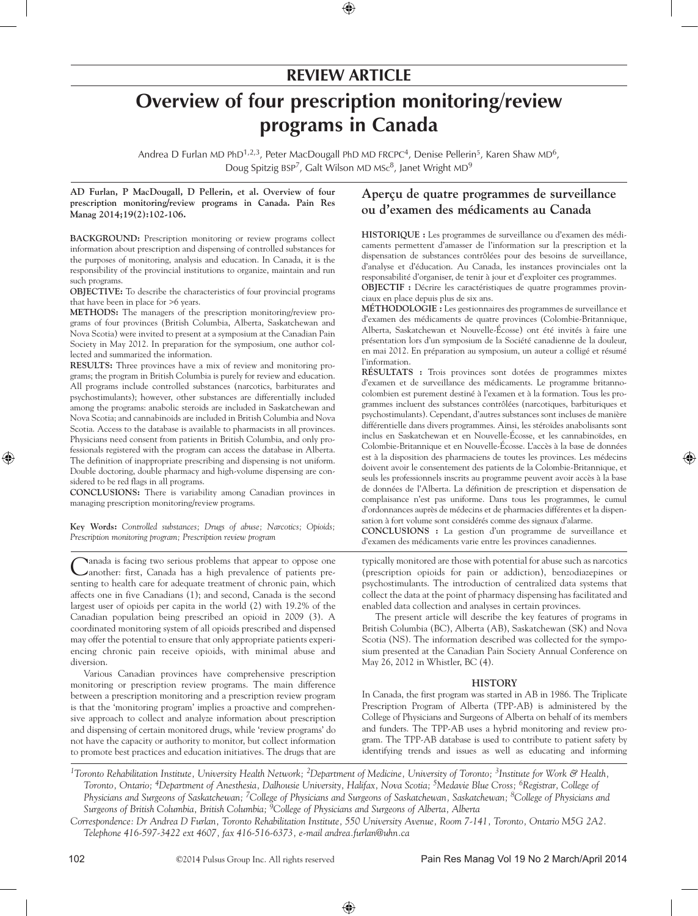REVIEW ARTICLE

# Overview of four prescription monitoring/review programs in Canada

Andrea D Furlan MD PhD[1,2,3], Peter MacDougall PhD MD FRCPC[4], Denise Pellerin[5], Karen Shaw MD[6], Doug Spitzig BSP[7], Galt Wilson MD MSc[8], Janet Wright MD[9]

**AD Furlan, P MacDougall, D Pellerin, et al. Overview of four prescription monitoring/review programs in Canada. Pain Res Manag 2014;19(2):102-106.**

**BACKGROUND:** Prescription monitoring or review programs collect information about prescription and dispensing of controlled substances for the purposes of monitoring, analysis and education. In Canada, it is the responsibility of the provincial institutions to organize, maintain and run such programs.

**OBJECTIVE:** To describe the characteristics of four provincial programs that have been in place for >6 years.

**METHODS:** The managers of the prescription monitoring/review programs of four provinces (British Columbia, Alberta, Saskatchewan and Nova Scotia) were invited to present at a symposium at the Canadian Pain Society in May 2012. In preparation for the symposium, one author collected and summarized the information.

**RESULTS:** Three provinces have a mix of review and monitoring programs; the program in British Columbia is purely for review and education. All programs include controlled substances (narcotics, barbiturates and psychostimulants); however, other substances are differentially included among the programs: anabolic steroids are included in Saskatchewan and Nova Scotia; and cannabinoids are included in British Columbia and Nova Scotia. Access to the database is available to pharmacists in all provinces. Physicians need consent from patients in British Columbia, and only professionals registered with the program can access the database in Alberta. The definition of inappropriate prescribing and dispensing is not uniform. Double doctoring, double pharmacy and high-volume dispensing are considered to be red flags in all programs.

**CONCLUSIONS:** There is variability among Canadian provinces in managing prescription monitoring/review programs.

**Key Words:** *Controlled substances; Drugs of abuse; Narcotics; Opioids; Prescription monitoring program; Prescription review program*

## Aperçu de quatre programmes de surveillance ou d'examen des médicaments au Canada

**HISTORIQUE :** Les programmes de surveillance ou d'examen des médicaments permettent d'amasser de l'information sur la prescription et la dispensation de substances contrôlées pour des besoins de surveillance, d'analyse et d'éducation. Au Canada, les instances provinciales ont la responsabilité d'organiser, de tenir à jour et d'exploiter ces programmes.

**OBJECTIF :** Décrire les caractéristiques de quatre programmes provinciaux en place depuis plus de six ans.

**MÉTHODOLOGIE :** Les gestionnaires des programmes de surveillance et d'examen des médicaments de quatre provinces (Colombie-Britannique, Alberta, Saskatchewan et Nouvelle-Écosse) ont été invités à faire une présentation lors d'un symposium de la Société canadienne de la douleur, en mai 2012. En préparation au symposium, un auteur a colligé et résumé l'information.

**RÉSULTATS :** Trois provinces sont dotées de programmes mixtes d'examen et de surveillance des médicaments. Le programme britanno-colombien est purement destiné à l'examen et à la formation. Tous les programmes incluent des substances contrôlées (narcotiques, barbituriques et psychostimulants). Cependant, d'autres substances sont incluses de manière différentielle dans divers programmes. Ainsi, les stéroïdes anabolisants sont inclus en Saskatchewan et en Nouvelle-Écosse, et les cannabinoïdes, en Colombie-Britannique et en Nouvelle-Écosse. L'accès à la base de données est à la disposition des pharmaciens de toutes les provinces. Les médecins doivent avoir le consentement des patients de la Colombie-Britannique, et seuls les professionnels inscrits au programme peuvent avoir accès à la base de données de l'Alberta. La définition de prescription et dispensation de complaisance n'est pas uniforme. Dans tous les programmes, le cumul d'ordonnances auprès de médecins et de pharmacies différentes et la dispensation à fort volume sont considérés comme des signaux d'alarme.

**CONCLUSIONS :** La gestion d'un programme de surveillance et d'examen des médicaments varie entre les provinces canadiennes.

Canada is facing two serious problems that appear to oppose one another: first, Canada has a high prevalence of patients presenting to health care for adequate treatment of chronic pain, which affects one in five Canadians (1); and second, Canada is the second largest user of opioids per capita in the world (2) with 19.2% of the Canadian population being prescribed an opioid in 2009 (3). A coordinated monitoring system of all opioids prescribed and dispensed may offer the potential to ensure that only appropriate patients experiencing chronic pain receive opioids, with minimal abuse and diversion.

Various Canadian provinces have comprehensive prescription monitoring or prescription review programs. The main difference between a prescription monitoring and a prescription review program is that the 'monitoring program' implies a proactive and comprehensive approach to collect and analyze information about prescription and dispensing of certain monitored drugs, while 'review programs' do not have the capacity or authority to monitor, but collect information to promote best practices and education initiatives. The drugs that are typically monitored are those with potential for abuse such as narcotics (prescription opioids for pain or addiction), benzodiazepines or psychostimulants. The introduction of centralized data systems that collect the data at the point of pharmacy dispensing has facilitated and enabled data collection and analyses in certain provinces.

The present article will describe the key features of programs in British Columbia (BC), Alberta (AB), Saskatchewan (SK) and Nova Scotia (NS). The information described was collected for the symposium presented at the Canadian Pain Society Annual Conference on May 26, 2012 in Whistler, BC (4).

### HISTORY

In Canada, the first program was started in AB in 1986. The Triplicate Prescription Program of Alberta (TPP-AB) is administered by the College of Physicians and Surgeons of Alberta on behalf of its members and funders. The TPP-AB uses a hybrid monitoring and review program. The TPP-AB database is used to contribute to patient safety by identifying trends and issues as well as educating and informing

[1]Toronto Rehabilitation Institute, University Health Network; [2]Department of Medicine, University of Toronto; [3]Institute for Work & Health, Toronto, Ontario; [4]Department of Anesthesia, Dalhousie University, Halifax, Nova Scotia; [5]Medavie Blue Cross; [6]Registrar, College of Physicians and Surgeons of Saskatchewan; [7]College of Physicians and Surgeons of Saskatchewan, Saskatchewan; [8]College of Physicians and Surgeons of British Columbia, British Columbia; [9]College of Physicians and Surgeons of Alberta, Alberta

Correspondence: Dr Andrea D Furlan, Toronto Rehabilitation Institute, 550 University Avenue, Room 7-141, Toronto, Ontario M5G 2A2. Telephone 416-597-3422 ext 4607, fax 416-516-6373, e-mail andrea.furlan@uhn.ca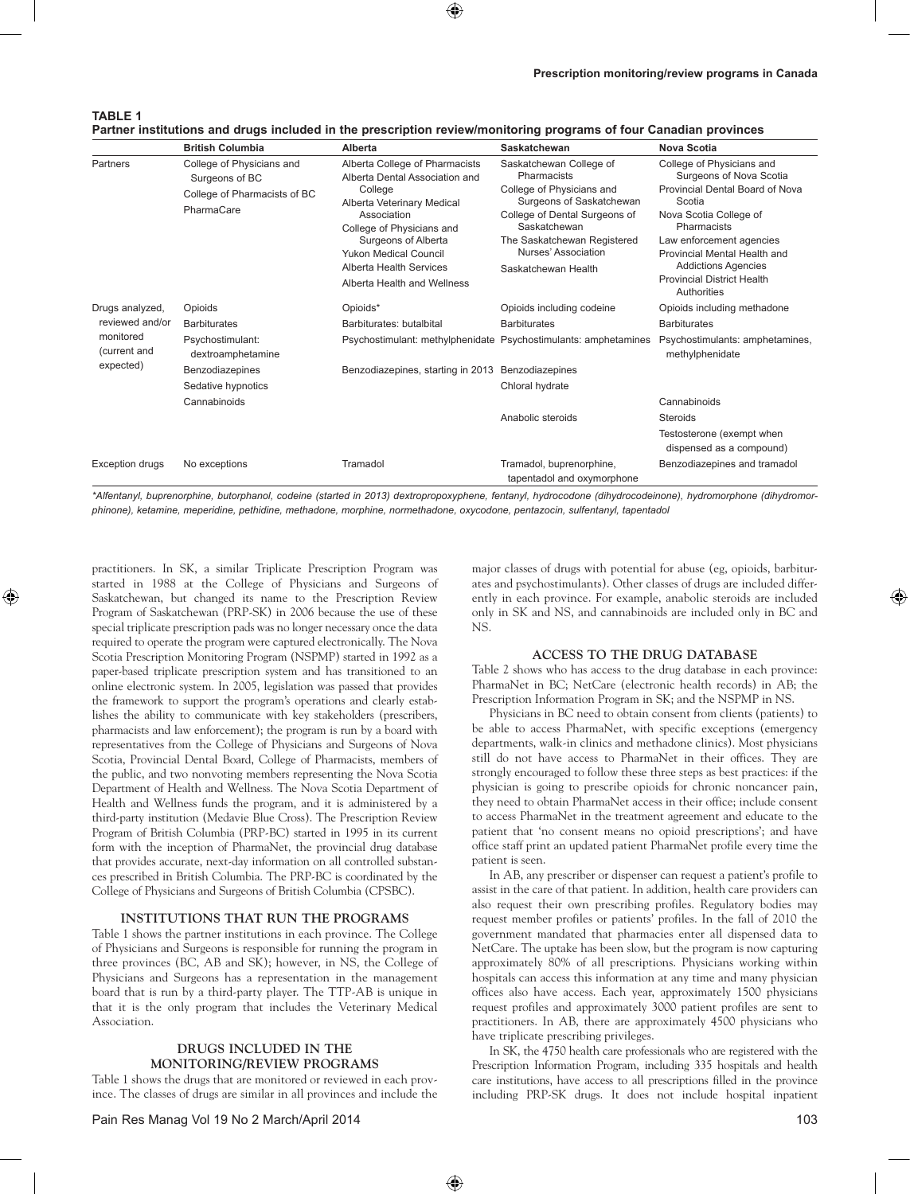**TABLE 1**
**Partner institutions and drugs included in the prescription review/monitoring programs of four Canadian provinces**

| | British Columbia | Alberta | Saskatchewan | Nova Scotia |
|---|---|---|---|---|
| Partners | College of Physicians and Surgeons of BC<br>College of Pharmacists of BC<br>PharmaCare | Alberta College of Pharmacists<br>Alberta Dental Association and College<br>Alberta Veterinary Medical Association<br>College of Physicians and Surgeons of Alberta<br>Yukon Medical Council<br>Alberta Health Services<br>Alberta Health and Wellness | Saskatchewan College of Pharmacists<br>College of Physicians and Surgeons of Saskatchewan<br>College of Dental Surgeons of Saskatchewan<br>The Saskatchewan Registered Nurses' Association<br>Saskatchewan Health | College of Physicians and Surgeons of Nova Scotia<br>Provincial Dental Board of Nova Scotia<br>Nova Scotia College of Pharmacists<br>Law enforcement agencies<br>Provincial Mental Health and Addictions Agencies<br>Provincial District Health Authorities |
| Drugs analyzed, reviewed and/or monitored (current and expected) | Opioids | Opioids* | Opioids including codeine | Opioids including methadone |
| | Barbiturates | Barbiturates: butalbital | Barbiturates | Barbiturates |
| | Psychostimulant: dextroamphetamine | Psychostimulant: methylphenidate | Psychostimulants: amphetamines | Psychostimulants: amphetamines, methylphenidate |
| | Benzodiazepines | Benzodiazepines, starting in 2013 | Benzodiazepines | |
| | Sedative hypnotics | | Chloral hydrate | |
| | Cannabinoids | | | Cannabinoids |
| | | | Anabolic steroids | Steroids |
| | | | | Testosterone (exempt when dispensed as a compound) |
| Exception drugs | No exceptions | Tramadol | Tramadol, buprenorphine, tapentadol and oxymorphone | Benzodiazepines and tramadol |

**Alfentanyl, buprenorphine, butorphanol, codeine (started in 2013) dextropropoxyphene, fentanyl, hydrocodone (dihydrocodeinone), hydromorphone (dihydromorphinone), ketamine, meperidine, pethidine, methadone, morphine, normethadone, oxycodone, pentazocin, sulfentanyl, tapentadol*

practitioners. In SK, a similar Triplicate Prescription Program was started in 1988 at the College of Physicians and Surgeons of Saskatchewan, but changed its name to the Prescription Review Program of Saskatchewan (PRP-SK) in 2006 because the use of these special triplicate prescription pads was no longer necessary once the data required to operate the program were captured electronically. The Nova Scotia Prescription Monitoring Program (NSPMP) started in 1992 as a paper-based triplicate prescription system and has transitioned to an online electronic system. In 2005, legislation was passed that provides the framework to support the program's operations and clearly establishes the ability to communicate with key stakeholders (prescribers, pharmacists and law enforcement); the program is run by a board with representatives from the College of Physicians and Surgeons of Nova Scotia, Provincial Dental Board, College of Pharmacists, members of the public, and two nonvoting members representing the Nova Scotia Department of Health and Wellness. The Nova Scotia Department of Health and Wellness funds the program, and it is administered by a third-party institution (Medavie Blue Cross). The Prescription Review Program of British Columbia (PRP-BC) started in 1995 in its current form with the inception of PharmaNet, the provincial drug database that provides accurate, next-day information on all controlled substances prescribed in British Columbia. The PRP-BC is coordinated by the College of Physicians and Surgeons of British Columbia (CPSBC).

## INSTITUTIONS THAT RUN THE PROGRAMS

Table 1 shows the partner institutions in each province. The College of Physicians and Surgeons is responsible for running the program in three provinces (BC, AB and SK); however, in NS, the College of Physicians and Surgeons has a representation in the management board that is run by a third-party player. The TTP-AB is unique in that it is the only program that includes the Veterinary Medical Association.

## DRUGS INCLUDED IN THE MONITORING/REVIEW PROGRAMS

Table 1 shows the drugs that are monitored or reviewed in each province. The classes of drugs are similar in all provinces and include the major classes of drugs with potential for abuse (eg, opioids, barbiturates and psychostimulants). Other classes of drugs are included differently in each province. For example, anabolic steroids are included only in SK and NS, and cannabinoids are included only in BC and NS.

## ACCESS TO THE DRUG DATABASE

Table 2 shows who has access to the drug database in each province: PharmaNet in BC; NetCare (electronic health records) in AB; the Prescription Information Program in SK; and the NSPMP in NS.

Physicians in BC need to obtain consent from clients (patients) to be able to access PharmaNet, with specific exceptions (emergency departments, walk-in clinics and methadone clinics). Most physicians still do not have access to PharmaNet in their offices. They are strongly encouraged to follow these three steps as best practices: if the physician is going to prescribe opioids for chronic noncancer pain, they need to obtain PharmaNet access in their office; include consent to access PharmaNet in the treatment agreement and educate to the patient that 'no consent means no opioid prescriptions'; and have office staff print an updated patient PharmaNet profile every time the patient is seen.

In AB, any prescriber or dispenser can request a patient's profile to assist in the care of that patient. In addition, health care providers can also request their own prescribing profiles. Regulatory bodies may request member profiles or patients' profiles. In the fall of 2010 the government mandated that pharmacies enter all dispensed data to NetCare. The uptake has been slow, but the program is now capturing approximately 80% of all prescriptions. Physicians working within hospitals can access this information at any time and many physician offices also have access. Each year, approximately 1500 physicians request profiles and approximately 3000 patient profiles are sent to practitioners. In AB, there are approximately 4500 physicians who have triplicate prescribing privileges.

In SK, the 4750 health care professionals who are registered with the Prescription Information Program, including 335 hospitals and health care institutions, have access to all prescriptions filled in the province including PRP-SK drugs. It does not include hospital inpatient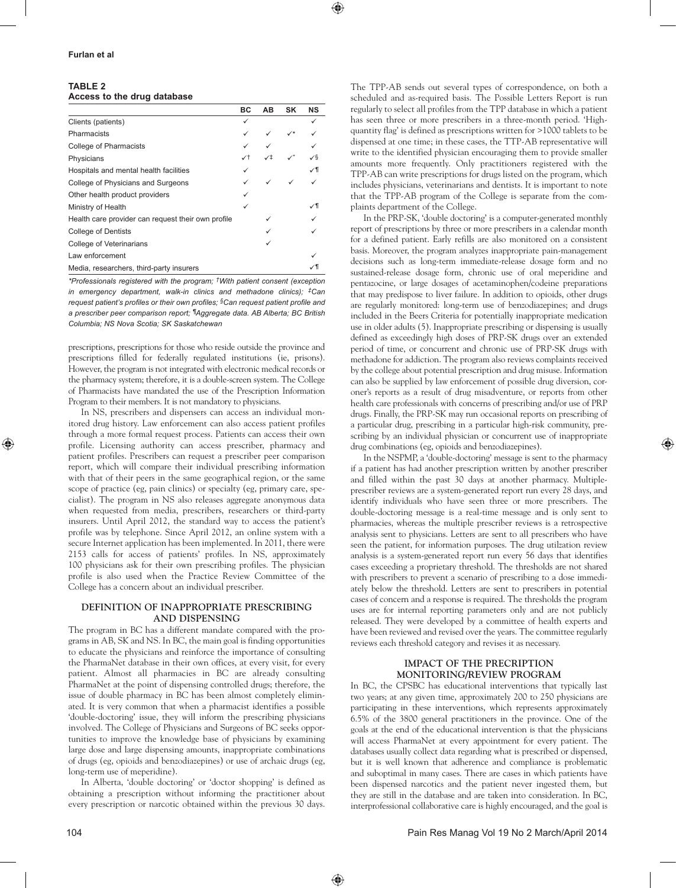**TABLE 2**
**Access to the drug database**

| | BC | AB | SK | NS |
|---|---|---|---|---|
| Clients (patients) | ✓ | | | ✓ |
| Pharmacists | ✓ | ✓ | ✓* | ✓ |
| College of Pharmacists | ✓ | ✓ | | ✓ |
| Physicians | ✓† | ✓‡ | ✓* | ✓§ |
| Hospitals and mental health facilities | ✓ | | | ✓¶ |
| College of Physicians and Surgeons | ✓ | ✓ | ✓ | ✓ |
| Other health product providers | ✓ | | | |
| Ministry of Health | ✓ | | | ✓¶ |
| Health care provider can request their own profile | | ✓ | | ✓ |
| College of Dentists | | ✓ | | ✓ |
| College of Veterinarians | | ✓ | | |
| Law enforcement | | | | ✓ |
| Media, researchers, third-party insurers | | | | ✓¶ |

*\*Professionals registered with the program; †With patient consent (exception in emergency department, walk-in clinics and methadone clinics); ‡Can request patient's profiles or their own profiles; §Can request patient profile and a prescriber peer comparison report; ¶Aggregate data. AB Alberta; BC British Columbia; NS Nova Scotia; SK Saskatchewan*

prescriptions, prescriptions for those who reside outside the province and prescriptions filled for federally regulated institutions (ie, prisons). However, the program is not integrated with electronic medical records or the pharmacy system; therefore, it is a double-screen system. The College of Pharmacists have mandated the use of the Prescription Information Program to their members. It is not mandatory to physicians.

In NS, prescribers and dispensers can access an individual monitored drug history. Law enforcement can also access patient profiles through a more formal request process. Patients can access their own profile. Licensing authority can access prescriber, pharmacy and patient profiles. Prescribers can request a prescriber peer comparison report, which will compare their individual prescribing information with that of their peers in the same geographical region, or the same scope of practice (eg, pain clinics) or specialty (eg, primary care, specialist). The program in NS also releases aggregate anonymous data when requested from media, prescribers, researchers or third-party insurers. Until April 2012, the standard way to access the patient's profile was by telephone. Since April 2012, an online system with a secure Internet application has been implemented. In 2011, there were 2153 calls for access of patients' profiles. In NS, approximately 100 physicians ask for their own prescribing profiles. The physician profile is also used when the Practice Review Committee of the College has a concern about an individual prescriber.

## DEFINITION OF INAPPROPRIATE PRESCRIBING AND DISPENSING

The program in BC has a different mandate compared with the programs in AB, SK and NS. In BC, the main goal is finding opportunities to educate the physicians and reinforce the importance of consulting the PharmaNet database in their own offices, at every visit, for every patient. Almost all pharmacies in BC are already consulting PharmaNet at the point of dispensing controlled drugs; therefore, the issue of double pharmacy in BC has been almost completely eliminated. It is very common that when a pharmacist identifies a possible 'double-doctoring' issue, they will inform the prescribing physicians involved. The College of Physicians and Surgeons of BC seeks opportunities to improve the knowledge base of physicians by examining large dose and large dispensing amounts, inappropriate combinations of drugs (eg, opioids and benzodiazepines) or use of archaic drugs (eg, long-term use of meperidine).

In Alberta, 'double doctoring' or 'doctor shopping' is defined as obtaining a prescription without informing the practitioner about every prescription or narcotic obtained within the previous 30 days. The TPP-AB sends out several types of correspondence, on both a scheduled and as-required basis. The Possible Letters Report is run regularly to select all profiles from the TPP database in which a patient has seen three or more prescribers in a three-month period. 'High-quantity flag' is defined as prescriptions written for >1000 tablets to be dispensed at one time; in these cases, the TTP-AB representative will write to the identified physician encouraging them to provide smaller amounts more frequently. Only practitioners registered with the TPP-AB can write prescriptions for drugs listed on the program, which includes physicians, veterinarians and dentists. It is important to note that the TPP-AB program of the College is separate from the complaints department of the College.

In the PRP-SK, 'double doctoring' is a computer-generated monthly report of prescriptions by three or more prescribers in a calendar month for a defined patient. Early refills are also monitored on a consistent basis. Moreover, the program analyzes inappropriate pain-management decisions such as long-term immediate-release dosage form and no sustained-release dosage form, chronic use of oral meperidine and pentazocine, or large dosages of acetaminophen/codeine preparations that may predispose to liver failure. In addition to opioids, other drugs are regularly monitored: long-term use of benzodiazepines; and drugs included in the Beers Criteria for potentially inappropriate medication use in older adults (5). Inappropriate prescribing or dispensing is usually defined as exceedingly high doses of PRP-SK drugs over an extended period of time, or concurrent and chronic use of PRP-SK drugs with methadone for addiction. The program also reviews complaints received by the college about potential prescription and drug misuse. Information can also be supplied by law enforcement of possible drug diversion, coroner's reports as a result of drug misadventure, or reports from other health care professionals with concerns of prescribing and/or use of PRP drugs. Finally, the PRP-SK may run occasional reports on prescribing of a particular drug, prescribing in a particular high-risk community, prescribing by an individual physician or concurrent use of inappropriate drug combinations (eg, opioids and benzodiazepines).

In the NSPMP, a 'double-doctoring' message is sent to the pharmacy if a patient has had another prescription written by another prescriber and filled within the past 30 days at another pharmacy. Multiple-prescriber reviews are a system-generated report run every 28 days, and identify individuals who have seen three or more prescribers. The double-doctoring message is a real-time message and is only sent to pharmacies, whereas the multiple prescriber reviews is a retrospective analysis sent to physicians. Letters are sent to all prescribers who have seen the patient, for information purposes. The drug utilzation review analysis is a system-generated report run every 56 days that identifies cases exceeding a proprietary threshold. The thresholds are not shared with prescribers to prevent a scenario of prescribing to a dose immediately below the threshold. Letters are sent to prescribers in potential cases of concern and a response is required. The thresholds the program uses are for internal reporting parameters only and are not publicly released. They were developed by a committee of health experts and have been reviewed and revised over the years. The committee regularly reviews each threshold category and revises it as necessary.

## IMPACT OF THE PRECRIPTION MONITORING/REVIEW PROGRAM

In BC, the CPSBC has educational interventions that typically last two years; at any given time, approximately 200 to 250 physicians are participating in these interventions, which represents approximately 6.5% of the 3800 general practitioners in the province. One of the goals at the end of the educational intervention is that the physicians will access PharmaNet at every appointment for every patient. The databases usually collect data regarding what is prescribed or dispensed, but it is well known that adherence and compliance is problematic and suboptimal in many cases. There are cases in which patients have been dispensed narcotics and the patient never ingested them, but they are still in the database and are taken into consideration. In BC, interprofessional collaborative care is highly encouraged, and the goal is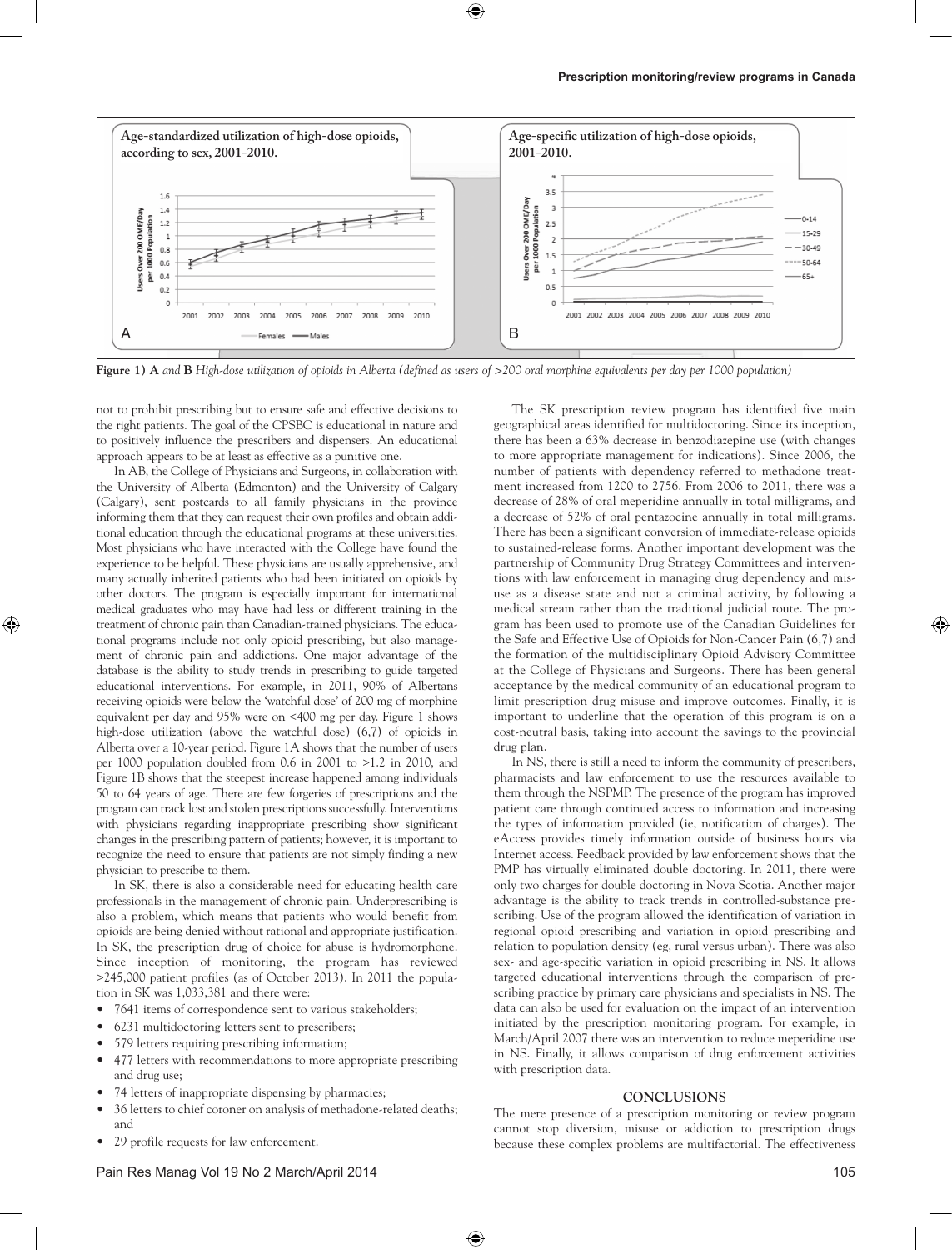**Figure 1) A** *and* **B** *High-dose utilization of opioids in Alberta (defined as users of >200 oral morphine equivalents per day per 1000 population)*

not to prohibit prescribing but to ensure safe and effective decisions to the right patients. The goal of the CPSBC is educational in nature and to positively influence the prescribers and dispensers. An educational approach appears to be at least as effective as a punitive one.

In AB, the College of Physicians and Surgeons, in collaboration with the University of Alberta (Edmonton) and the University of Calgary (Calgary), sent postcards to all family physicians in the province informing them that they can request their own profiles and obtain additional education through the educational programs at these universities. Most physicians who have interacted with the College have found the experience to be helpful. These physicians are usually apprehensive, and many actually inherited patients who had been initiated on opioids by other doctors. The program is especially important for international medical graduates who may have had less or different training in the treatment of chronic pain than Canadian-trained physicians. The educational programs include not only opioid prescribing, but also management of chronic pain and addictions. One major advantage of the database is the ability to study trends in prescribing to guide targeted educational interventions. For example, in 2011, 90% of Albertans receiving opioids were below the 'watchful dose' of 200 mg of morphine equivalent per day and 95% were on <400 mg per day. Figure 1 shows high-dose utilization (above the watchful dose) (6,7) of opioids in Alberta over a 10-year period. Figure 1A shows that the number of users per 1000 population doubled from 0.6 in 2001 to >1.2 in 2010, and Figure 1B shows that the steepest increase happened among individuals 50 to 64 years of age. There are few forgeries of prescriptions and the program can track lost and stolen prescriptions successfully. Interventions with physicians regarding inappropriate prescribing show significant changes in the prescribing pattern of patients; however, it is important to recognize the need to ensure that patients are not simply finding a new physician to prescribe to them.

In SK, there is also a considerable need for educating health care professionals in the management of chronic pain. Underprescribing is also a problem, which means that patients who would benefit from opioids are being denied without rational and appropriate justification. In SK, the prescription drug of choice for abuse is hydromorphone. Since inception of monitoring, the program has reviewed >245,000 patient profiles (as of October 2013). In 2011 the population in SK was 1,033,381 and there were:

- 7641 items of correspondence sent to various stakeholders;
- 6231 multidoctoring letters sent to prescribers;
- 579 letters requiring prescribing information;
- 477 letters with recommendations to more appropriate prescribing and drug use;
- 74 letters of inappropriate dispensing by pharmacies;
- 36 letters to chief coroner on analysis of methadone-related deaths; and
- 29 profile requests for law enforcement.

The SK prescription review program has identified five main geographical areas identified for multidoctoring. Since its inception, there has been a 63% decrease in benzodiazepine use (with changes to more appropriate management for indications). Since 2006, the number of patients with dependency referred to methadone treatment increased from 1200 to 2756. From 2006 to 2011, there was a decrease of 28% of oral meperidine annually in total milligrams, and a decrease of 52% of oral pentazocine annually in total milligrams. There has been a significant conversion of immediate-release opioids to sustained-release forms. Another important development was the partnership of Community Drug Strategy Committees and interventions with law enforcement in managing drug dependency and misuse as a disease state and not a criminal activity, by following a medical stream rather than the traditional judicial route. The program has been used to promote use of the Canadian Guidelines for the Safe and Effective Use of Opioids for Non-Cancer Pain (6,7) and the formation of the multidisciplinary Opioid Advisory Committee at the College of Physicians and Surgeons. There has been general acceptance by the medical community of an educational program to limit prescription drug misuse and improve outcomes. Finally, it is important to underline that the operation of this program is on a cost-neutral basis, taking into account the savings to the provincial drug plan.

In NS, there is still a need to inform the community of prescribers, pharmacists and law enforcement to use the resources available to them through the NSPMP. The presence of the program has improved patient care through continued access to information and increasing the types of information provided (ie, notification of charges). The eAccess provides timely information outside of business hours via Internet access. Feedback provided by law enforcement shows that the PMP has virtually eliminated double doctoring. In 2011, there were only two charges for double doctoring in Nova Scotia. Another major advantage is the ability to track trends in controlled-substance prescribing. Use of the program allowed the identification of variation in regional opioid prescribing and variation in opioid prescribing and relation to population density (eg, rural versus urban). There was also sex- and age-specific variation in opioid prescribing in NS. It allows targeted educational interventions through the comparison of prescribing practice by primary care physicians and specialists in NS. The data can also be used for evaluation on the impact of an intervention initiated by the prescription monitoring program. For example, in March/April 2007 there was an intervention to reduce meperidine use in NS. Finally, it allows comparison of drug enforcement activities with prescription data.

## CONCLUSIONS

The mere presence of a prescription monitoring or review program cannot stop diversion, misuse or addiction to prescription drugs because these complex problems are multifactorial. The effectiveness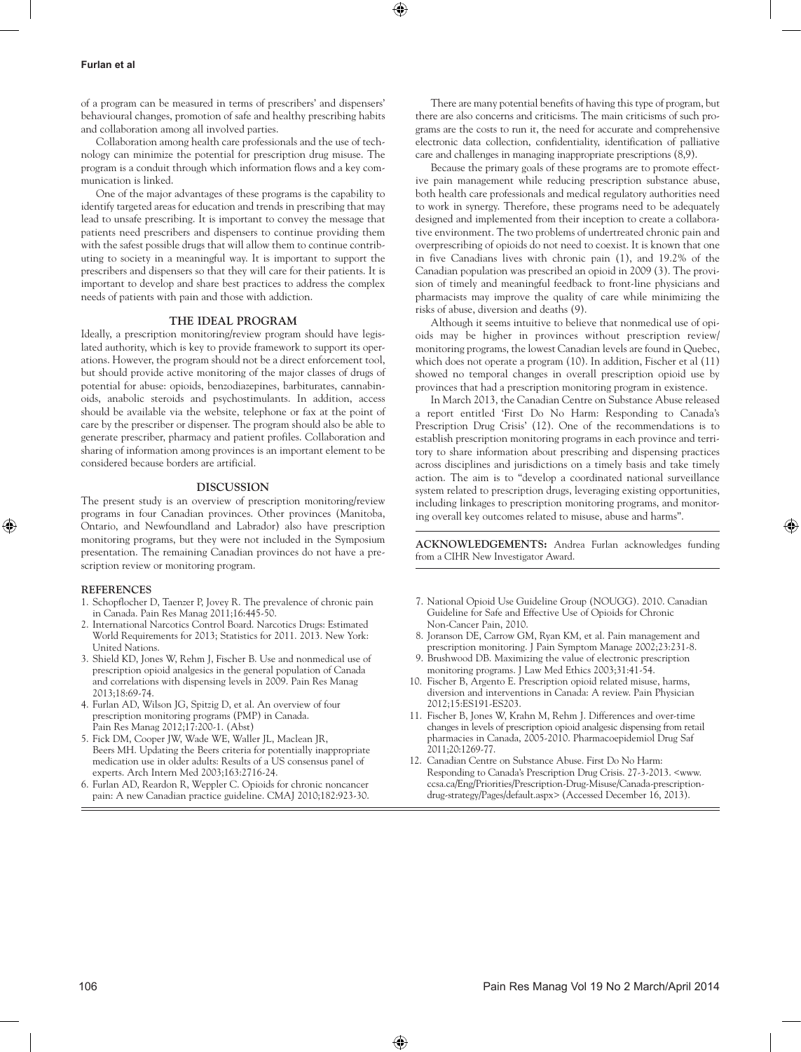of a program can be measured in terms of prescribers' and dispensers' behavioural changes, promotion of safe and healthy prescribing habits and collaboration among all involved parties.

Collaboration among health care professionals and the use of technology can minimize the potential for prescription drug misuse. The program is a conduit through which information flows and a key communication is linked.

One of the major advantages of these programs is the capability to identify targeted areas for education and trends in prescribing that may lead to unsafe prescribing. It is important to convey the message that patients need prescribers and dispensers to continue providing them with the safest possible drugs that will allow them to continue contributing to society in a meaningful way. It is important to support the prescribers and dispensers so that they will care for their patients. It is important to develop and share best practices to address the complex needs of patients with pain and those with addiction.

## THE IDEAL PROGRAM

Ideally, a prescription monitoring/review program should have legislated authority, which is key to provide framework to support its operations. However, the program should not be a direct enforcement tool, but should provide active monitoring of the major classes of drugs of potential for abuse: opioids, benzodiazepines, barbiturates, cannabinoids, anabolic steroids and psychostimulants. In addition, access should be available via the website, telephone or fax at the point of care by the prescriber or dispenser. The program should also be able to generate prescriber, pharmacy and patient profiles. Collaboration and sharing of information among provinces is an important element to be considered because borders are artificial.

## DISCUSSION

The present study is an overview of prescription monitoring/review programs in four Canadian provinces. Other provinces (Manitoba, Ontario, and Newfoundland and Labrador) also have prescription monitoring programs, but they were not included in the Symposium presentation. The remaining Canadian provinces do not have a prescription review or monitoring program.

There are many potential benefits of having this type of program, but there are also concerns and criticisms. The main criticisms of such programs are the costs to run it, the need for accurate and comprehensive electronic data collection, confidentiality, identification of palliative care and challenges in managing inappropriate prescriptions (8,9).

Because the primary goals of these programs are to promote effective pain management while reducing prescription substance abuse, both health care professionals and medical regulatory authorities need to work in synergy. Therefore, these programs need to be adequately designed and implemented from their inception to create a collaborative environment. The two problems of undertreated chronic pain and overprescribing of opioids do not need to coexist. It is known that one in five Canadians lives with chronic pain (1), and 19.2% of the Canadian population was prescribed an opioid in 2009 (3). The provision of timely and meaningful feedback to front-line physicians and pharmacists may improve the quality of care while minimizing the risks of abuse, diversion and deaths (9).

Although it seems intuitive to believe that nonmedical use of opioids may be higher in provinces without prescription review/monitoring programs, the lowest Canadian levels are found in Quebec, which does not operate a program (10). In addition, Fischer et al (11) showed no temporal changes in overall prescription opioid use by provinces that had a prescription monitoring program in existence.

In March 2013, the Canadian Centre on Substance Abuse released a report entitled 'First Do No Harm: Responding to Canada's Prescription Drug Crisis' (12). One of the recommendations is to establish prescription monitoring programs in each province and territory to share information about prescribing and dispensing practices across disciplines and jurisdictions on a timely basis and take timely action. The aim is to "develop a coordinated national surveillance system related to prescription drugs, leveraging existing opportunities, including linkages to prescription monitoring programs, and monitoring overall key outcomes related to misuse, abuse and harms".

**ACKNOWLEDGEMENTS:** Andrea Furlan acknowledges funding from a CIHR New Investigator Award.

## REFERENCES

1. Schopflocher D, Taenzer P, Jovey R. The prevalence of chronic pain in Canada. Pain Res Manag 2011;16:445-50.
2. International Narcotics Control Board. Narcotics Drugs: Estimated World Requirements for 2013; Statistics for 2011. 2013. New York: United Nations.
3. Shield KD, Jones W, Rehm J, Fischer B. Use and nonmedical use of prescription opioid analgesics in the general population of Canada and correlations with dispensing levels in 2009. Pain Res Manag 2013;18:69-74.
4. Furlan AD, Wilson JG, Spitzig D, et al. An overview of four prescription monitoring programs (PMP) in Canada. Pain Res Manag 2012;17:200-1. (Abst)
5. Fick DM, Cooper JW, Wade WE, Waller JL, Maclean JR, Beers MH. Updating the Beers criteria for potentially inappropriate medication use in older adults: Results of a US consensus panel of experts. Arch Intern Med 2003;163:2716-24.
6. Furlan AD, Reardon R, Weppler C. Opioids for chronic noncancer pain: A new Canadian practice guideline. CMAJ 2010;182:923-30.
7. National Opioid Use Guideline Group (NOUGG). 2010. Canadian Guideline for Safe and Effective Use of Opioids for Chronic Non-Cancer Pain, 2010.
8. Joranson DE, Carrow GM, Ryan KM, et al. Pain management and prescription monitoring. J Pain Symptom Manage 2002;23:231-8.
9. Brushwood DB. Maximizing the value of electronic prescription monitoring programs. J Law Med Ethics 2003;31:41-54.
10. Fischer B, Argento E. Prescription opioid related misuse, harms, diversion and interventions in Canada: A review. Pain Physician 2012;15:ES191-ES203.
11. Fischer B, Jones W, Krahn M, Rehm J. Differences and over-time changes in levels of prescription opioid analgesic dispensing from retail pharmacies in Canada, 2005-2010. Pharmacoepidemiol Drug Saf 2011;20:1269-77.
12. Canadian Centre on Substance Abuse. First Do No Harm: Responding to Canada's Prescription Drug Crisis. 27-3-2013. <www.ccsa.ca/Eng/Priorities/Prescription-Drug-Misuse/Canada-prescription-drug-strategy/Pages/default.aspx> (Accessed December 16, 2013).